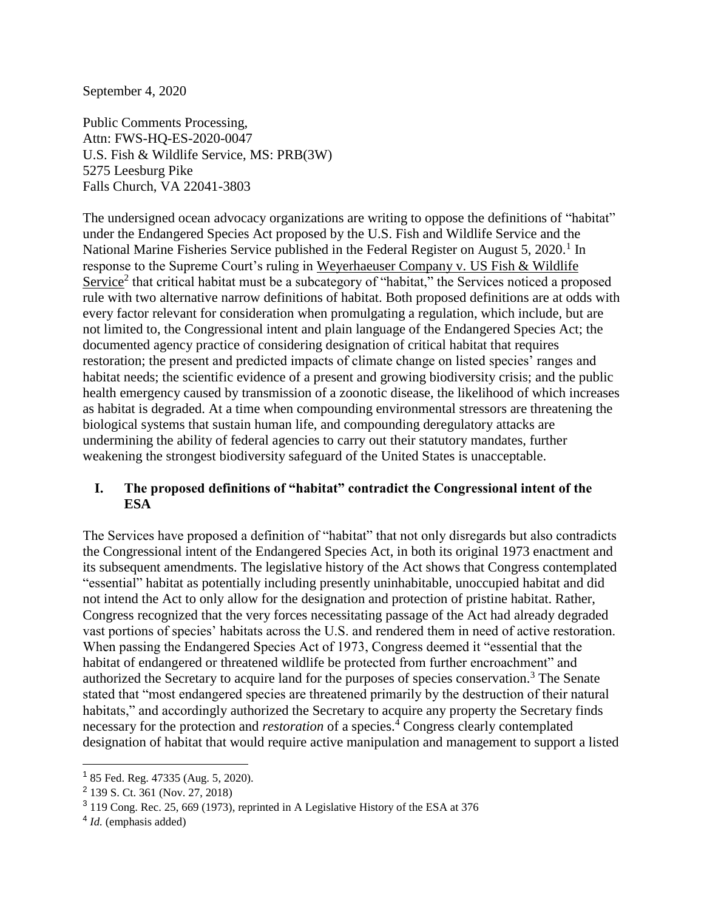September 4, 2020

Public Comments Processing,
Attn: FWS-HQ-ES-2020-0047
U.S. Fish & Wildlife Service, MS: PRB(3W)
5275 Leesburg Pike
Falls Church, VA 22041-3803

The undersigned ocean advocacy organizations are writing to oppose the definitions of "habitat" under the Endangered Species Act proposed by the U.S. Fish and Wildlife Service and the National Marine Fisheries Service published in the Federal Register on August 5, 2020.[1] In response to the Supreme Court's ruling in Weyerhaeuser Company v. US Fish & Wildlife Service[2] that critical habitat must be a subcategory of "habitat," the Services noticed a proposed rule with two alternative narrow definitions of habitat. Both proposed definitions are at odds with every factor relevant for consideration when promulgating a regulation, which include, but are not limited to, the Congressional intent and plain language of the Endangered Species Act; the documented agency practice of considering designation of critical habitat that requires restoration; the present and predicted impacts of climate change on listed species' ranges and habitat needs; the scientific evidence of a present and growing biodiversity crisis; and the public health emergency caused by transmission of a zoonotic disease, the likelihood of which increases as habitat is degraded. At a time when compounding environmental stressors are threatening the biological systems that sustain human life, and compounding deregulatory attacks are undermining the ability of federal agencies to carry out their statutory mandates, further weakening the strongest biodiversity safeguard of the United States is unacceptable.

## I. The proposed definitions of "habitat" contradict the Congressional intent of the ESA

The Services have proposed a definition of "habitat" that not only disregards but also contradicts the Congressional intent of the Endangered Species Act, in both its original 1973 enactment and its subsequent amendments. The legislative history of the Act shows that Congress contemplated "essential" habitat as potentially including presently uninhabitable, unoccupied habitat and did not intend the Act to only allow for the designation and protection of pristine habitat. Rather, Congress recognized that the very forces necessitating passage of the Act had already degraded vast portions of species' habitats across the U.S. and rendered them in need of active restoration. When passing the Endangered Species Act of 1973, Congress deemed it "essential that the habitat of endangered or threatened wildlife be protected from further encroachment" and authorized the Secretary to acquire land for the purposes of species conservation.[3] The Senate stated that "most endangered species are threatened primarily by the destruction of their natural habitats," and accordingly authorized the Secretary to acquire any property the Secretary finds necessary for the protection and *restoration* of a species.[4] Congress clearly contemplated designation of habitat that would require active manipulation and management to support a listed

---

[1] 85 Fed. Reg. 47335 (Aug. 5, 2020).

[2] 139 S. Ct. 361 (Nov. 27, 2018)

[3] 119 Cong. Rec. 25, 669 (1973), reprinted in A Legislative History of the ESA at 376

[4] *Id.* (emphasis added)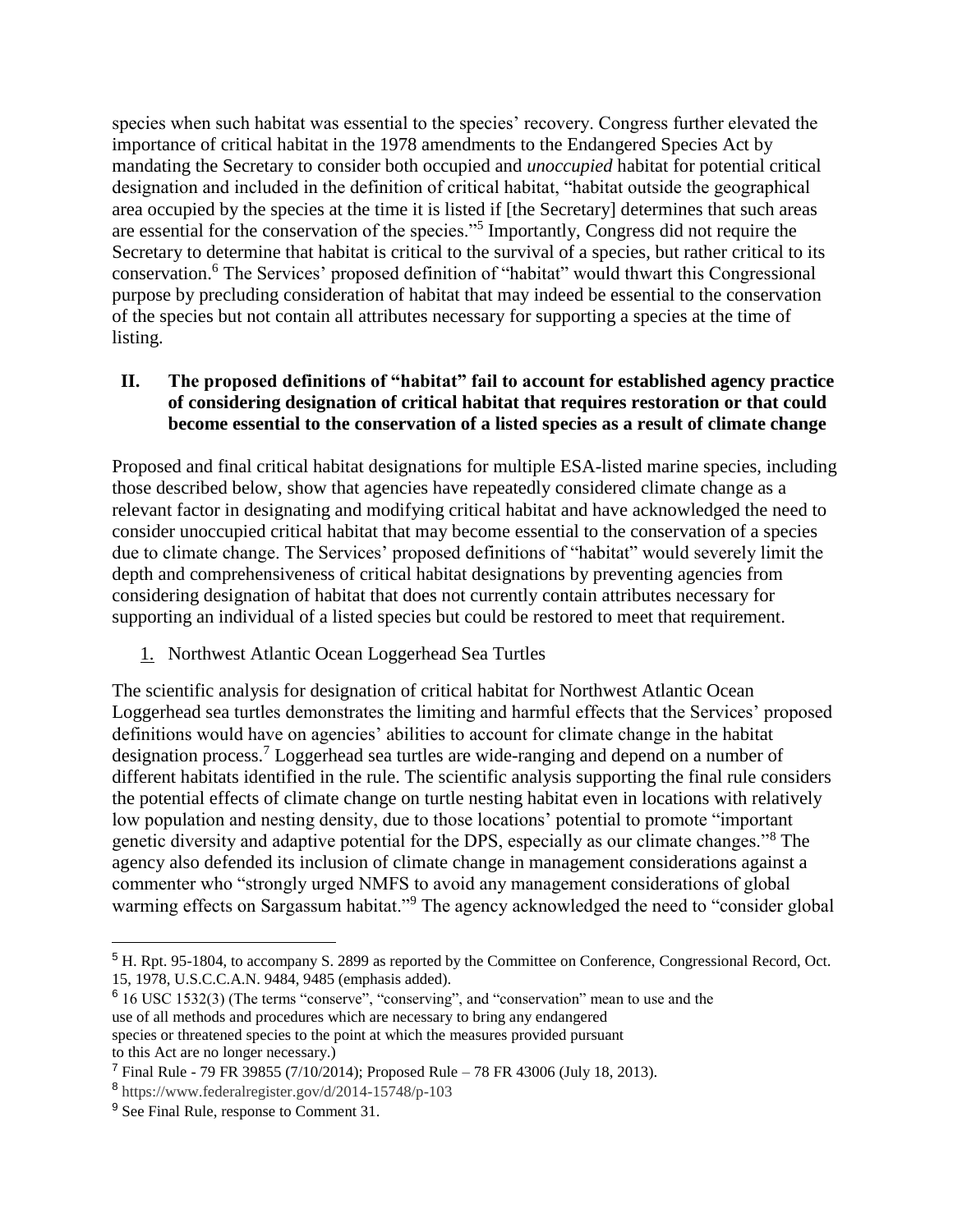species when such habitat was essential to the species' recovery. Congress further elevated the importance of critical habitat in the 1978 amendments to the Endangered Species Act by mandating the Secretary to consider both occupied and *unoccupied* habitat for potential critical designation and included in the definition of critical habitat, "habitat outside the geographical area occupied by the species at the time it is listed if [the Secretary] determines that such areas are essential for the conservation of the species."[5] Importantly, Congress did not require the Secretary to determine that habitat is critical to the survival of a species, but rather critical to its conservation.[6] The Services' proposed definition of "habitat" would thwart this Congressional purpose by precluding consideration of habitat that may indeed be essential to the conservation of the species but not contain all attributes necessary for supporting a species at the time of listing.

## II. The proposed definitions of "habitat" fail to account for established agency practice of considering designation of critical habitat that requires restoration or that could become essential to the conservation of a listed species as a result of climate change

Proposed and final critical habitat designations for multiple ESA-listed marine species, including those described below, show that agencies have repeatedly considered climate change as a relevant factor in designating and modifying critical habitat and have acknowledged the need to consider unoccupied critical habitat that may become essential to the conservation of a species due to climate change. The Services' proposed definitions of "habitat" would severely limit the depth and comprehensiveness of critical habitat designations by preventing agencies from considering designation of habitat that does not currently contain attributes necessary for supporting an individual of a listed species but could be restored to meet that requirement.

1. Northwest Atlantic Ocean Loggerhead Sea Turtles

The scientific analysis for designation of critical habitat for Northwest Atlantic Ocean Loggerhead sea turtles demonstrates the limiting and harmful effects that the Services' proposed definitions would have on agencies' abilities to account for climate change in the habitat designation process.[7] Loggerhead sea turtles are wide-ranging and depend on a number of different habitats identified in the rule. The scientific analysis supporting the final rule considers the potential effects of climate change on turtle nesting habitat even in locations with relatively low population and nesting density, due to those locations' potential to promote "important genetic diversity and adaptive potential for the DPS, especially as our climate changes."[8] The agency also defended its inclusion of climate change in management considerations against a commenter who "strongly urged NMFS to avoid any management considerations of global warming effects on Sargassum habitat."[9] The agency acknowledged the need to "consider global

---

[5] H. Rpt. 95-1804, to accompany S. 2899 as reported by the Committee on Conference, Congressional Record, Oct. 15, 1978, U.S.C.C.A.N. 9484, 9485 (emphasis added).

[6] 16 USC 1532(3) (The terms "conserve", "conserving", and "conservation" mean to use and the use of all methods and procedures which are necessary to bring any endangered species or threatened species to the point at which the measures provided pursuant to this Act are no longer necessary.)

[7] Final Rule - 79 FR 39855 (7/10/2014); Proposed Rule – 78 FR 43006 (July 18, 2013).

[8] https://www.federalregister.gov/d/2014-15748/p-103

[9] See Final Rule, response to Comment 31.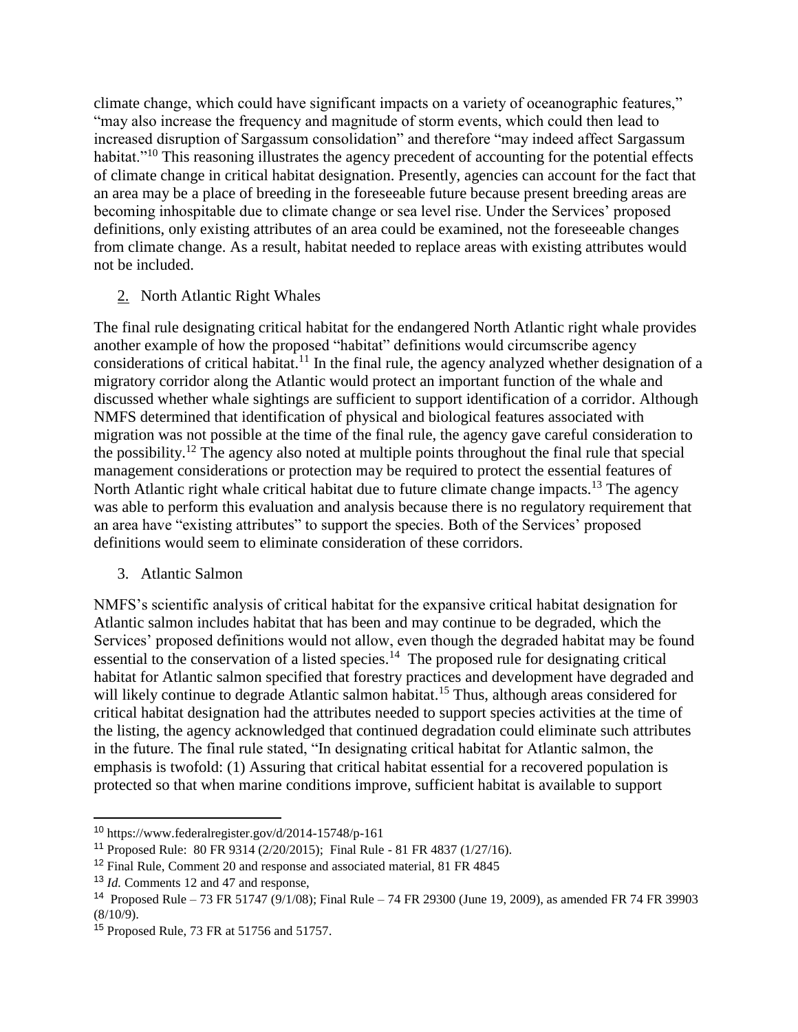climate change, which could have significant impacts on a variety of oceanographic features," "may also increase the frequency and magnitude of storm events, which could then lead to increased disruption of Sargassum consolidation" and therefore "may indeed affect Sargassum habitat."[10] This reasoning illustrates the agency precedent of accounting for the potential effects of climate change in critical habitat designation. Presently, agencies can account for the fact that an area may be a place of breeding in the foreseeable future because present breeding areas are becoming inhospitable due to climate change or sea level rise. Under the Services' proposed definitions, only existing attributes of an area could be examined, not the foreseeable changes from climate change. As a result, habitat needed to replace areas with existing attributes would not be included.

2. North Atlantic Right Whales

The final rule designating critical habitat for the endangered North Atlantic right whale provides another example of how the proposed "habitat" definitions would circumscribe agency considerations of critical habitat.[11] In the final rule, the agency analyzed whether designation of a migratory corridor along the Atlantic would protect an important function of the whale and discussed whether whale sightings are sufficient to support identification of a corridor. Although NMFS determined that identification of physical and biological features associated with migration was not possible at the time of the final rule, the agency gave careful consideration to the possibility.[12] The agency also noted at multiple points throughout the final rule that special management considerations or protection may be required to protect the essential features of North Atlantic right whale critical habitat due to future climate change impacts.[13] The agency was able to perform this evaluation and analysis because there is no regulatory requirement that an area have "existing attributes" to support the species. Both of the Services' proposed definitions would seem to eliminate consideration of these corridors.

3. Atlantic Salmon

NMFS's scientific analysis of critical habitat for the expansive critical habitat designation for Atlantic salmon includes habitat that has been and may continue to be degraded, which the Services' proposed definitions would not allow, even though the degraded habitat may be found essential to the conservation of a listed species.[14] The proposed rule for designating critical habitat for Atlantic salmon specified that forestry practices and development have degraded and will likely continue to degrade Atlantic salmon habitat.[15] Thus, although areas considered for critical habitat designation had the attributes needed to support species activities at the time of the listing, the agency acknowledged that continued degradation could eliminate such attributes in the future. The final rule stated, "In designating critical habitat for Atlantic salmon, the emphasis is twofold: (1) Assuring that critical habitat essential for a recovered population is protected so that when marine conditions improve, sufficient habitat is available to support

---

[10] https://www.federalregister.gov/d/2014-15748/p-161

[11] Proposed Rule: 80 FR 9314 (2/20/2015); Final Rule - 81 FR 4837 (1/27/16).

[12] Final Rule, Comment 20 and response and associated material, 81 FR 4845

[13] *Id.* Comments 12 and 47 and response,

[14] Proposed Rule – 73 FR 51747 (9/1/08); Final Rule – 74 FR 29300 (June 19, 2009), as amended FR 74 FR 39903 (8/10/9).

[15] Proposed Rule, 73 FR at 51756 and 51757.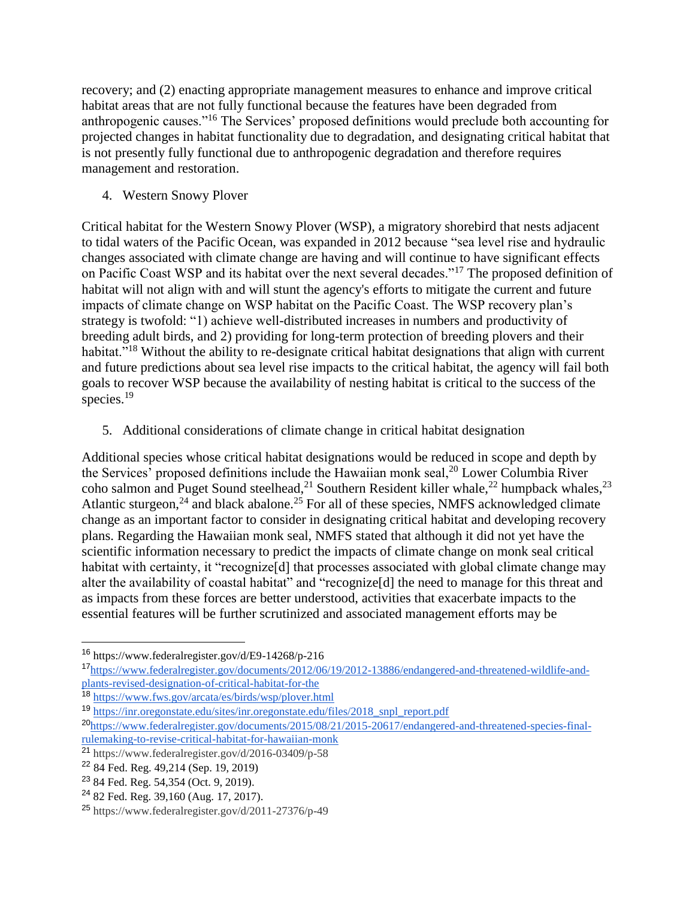recovery; and (2) enacting appropriate management measures to enhance and improve critical habitat areas that are not fully functional because the features have been degraded from anthropogenic causes."[16] The Services' proposed definitions would preclude both accounting for projected changes in habitat functionality due to degradation, and designating critical habitat that is not presently fully functional due to anthropogenic degradation and therefore requires management and restoration.

4. Western Snowy Plover

Critical habitat for the Western Snowy Plover (WSP), a migratory shorebird that nests adjacent to tidal waters of the Pacific Ocean, was expanded in 2012 because "sea level rise and hydraulic changes associated with climate change are having and will continue to have significant effects on Pacific Coast WSP and its habitat over the next several decades."[17] The proposed definition of habitat will not align with and will stunt the agency's efforts to mitigate the current and future impacts of climate change on WSP habitat on the Pacific Coast. The WSP recovery plan's strategy is twofold: "1) achieve well-distributed increases in numbers and productivity of breeding adult birds, and 2) providing for long-term protection of breeding plovers and their habitat."[18] Without the ability to re-designate critical habitat designations that align with current and future predictions about sea level rise impacts to the critical habitat, the agency will fail both goals to recover WSP because the availability of nesting habitat is critical to the success of the species.[19]

5. Additional considerations of climate change in critical habitat designation

Additional species whose critical habitat designations would be reduced in scope and depth by the Services' proposed definitions include the Hawaiian monk seal,[20] Lower Columbia River coho salmon and Puget Sound steelhead,[21] Southern Resident killer whale,[22] humpback whales,[23] Atlantic sturgeon,[24] and black abalone.[25] For all of these species, NMFS acknowledged climate change as an important factor to consider in designating critical habitat and developing recovery plans. Regarding the Hawaiian monk seal, NMFS stated that although it did not yet have the scientific information necessary to predict the impacts of climate change on monk seal critical habitat with certainty, it "recognize[d] that processes associated with global climate change may alter the availability of coastal habitat" and "recognize[d] the need to manage for this threat and as impacts from these forces are better understood, activities that exacerbate impacts to the essential features will be further scrutinized and associated management efforts may be

---

[16] https://www.federalregister.gov/d/E9-14268/p-216

[17] https://www.federalregister.gov/documents/2012/06/19/2012-13886/endangered-and-threatened-wildlife-and-plants-revised-designation-of-critical-habitat-for-the

[18] https://www.fws.gov/arcata/es/birds/wsp/plover.html

[19] https://inr.oregonstate.edu/sites/inr.oregonstate.edu/files/2018_snpl_report.pdf

[20] https://www.federalregister.gov/documents/2015/08/21/2015-20617/endangered-and-threatened-species-final-rulemaking-to-revise-critical-habitat-for-hawaiian-monk

[21] https://www.federalregister.gov/d/2016-03409/p-58

[22] 84 Fed. Reg. 49,214 (Sep. 19, 2019)

[23] 84 Fed. Reg. 54,354 (Oct. 9, 2019).

[24] 82 Fed. Reg. 39,160 (Aug. 17, 2017).

[25] https://www.federalregister.gov/d/2011-27376/p-49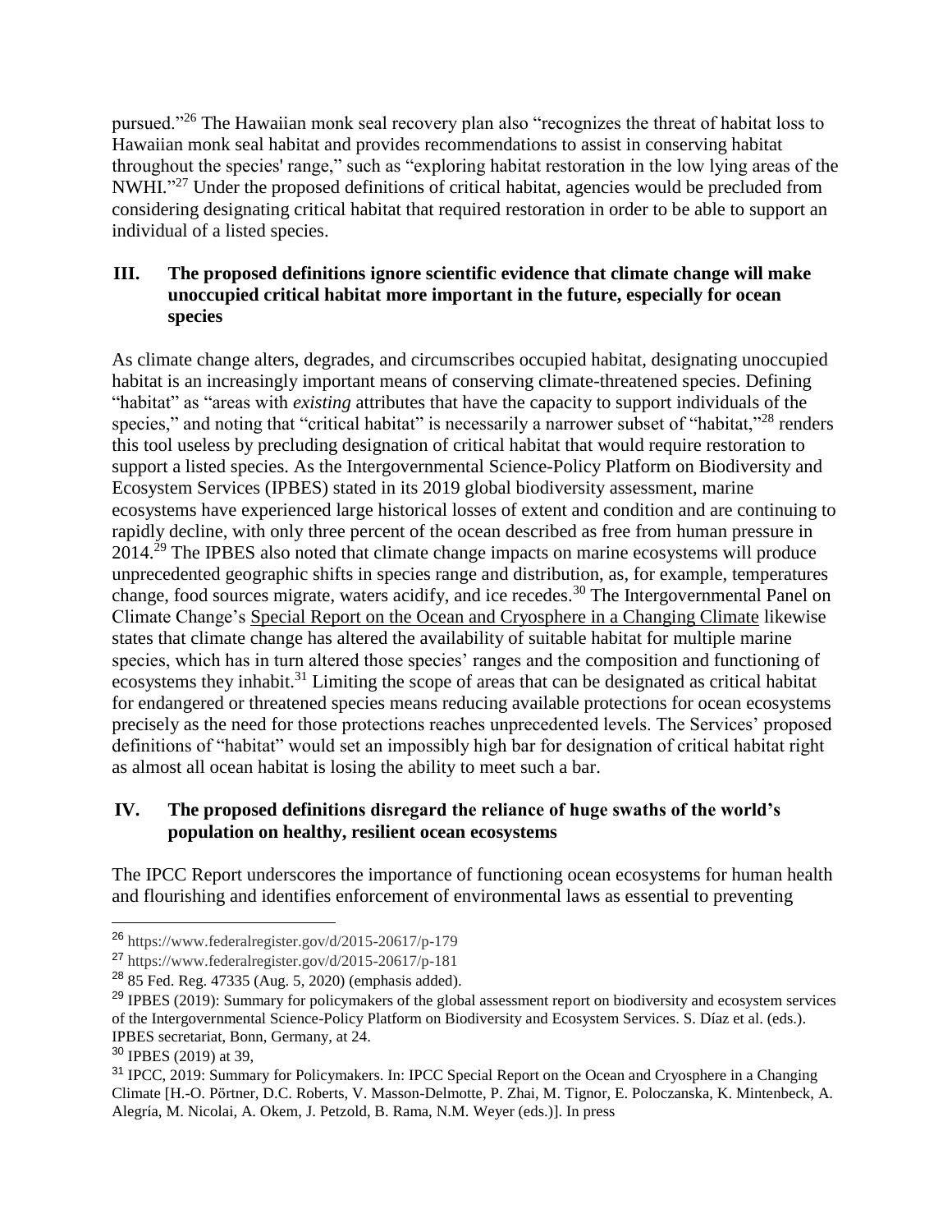pursued."[26] The Hawaiian monk seal recovery plan also "recognizes the threat of habitat loss to Hawaiian monk seal habitat and provides recommendations to assist in conserving habitat throughout the species' range," such as "exploring habitat restoration in the low lying areas of the NWHI."[27] Under the proposed definitions of critical habitat, agencies would be precluded from considering designating critical habitat that required restoration in order to be able to support an individual of a listed species.

## III. The proposed definitions ignore scientific evidence that climate change will make unoccupied critical habitat more important in the future, especially for ocean species

As climate change alters, degrades, and circumscribes occupied habitat, designating unoccupied habitat is an increasingly important means of conserving climate-threatened species. Defining "habitat" as "areas with *existing* attributes that have the capacity to support individuals of the species," and noting that "critical habitat" is necessarily a narrower subset of "habitat,"[28] renders this tool useless by precluding designation of critical habitat that would require restoration to support a listed species. As the Intergovernmental Science-Policy Platform on Biodiversity and Ecosystem Services (IPBES) stated in its 2019 global biodiversity assessment, marine ecosystems have experienced large historical losses of extent and condition and are continuing to rapidly decline, with only three percent of the ocean described as free from human pressure in 2014.[29] The IPBES also noted that climate change impacts on marine ecosystems will produce unprecedented geographic shifts in species range and distribution, as, for example, temperatures change, food sources migrate, waters acidify, and ice recedes.[30] The Intergovernmental Panel on Climate Change's Special Report on the Ocean and Cryosphere in a Changing Climate likewise states that climate change has altered the availability of suitable habitat for multiple marine species, which has in turn altered those species' ranges and the composition and functioning of ecosystems they inhabit.[31] Limiting the scope of areas that can be designated as critical habitat for endangered or threatened species means reducing available protections for ocean ecosystems precisely as the need for those protections reaches unprecedented levels. The Services' proposed definitions of "habitat" would set an impossibly high bar for designation of critical habitat right as almost all ocean habitat is losing the ability to meet such a bar.

## IV. The proposed definitions disregard the reliance of huge swaths of the world's population on healthy, resilient ocean ecosystems

The IPCC Report underscores the importance of functioning ocean ecosystems for human health and flourishing and identifies enforcement of environmental laws as essential to preventing

---

[26] https://www.federalregister.gov/d/2015-20617/p-179

[27] https://www.federalregister.gov/d/2015-20617/p-181

[28] 85 Fed. Reg. 47335 (Aug. 5, 2020) (emphasis added).

[29] IPBES (2019): Summary for policymakers of the global assessment report on biodiversity and ecosystem services of the Intergovernmental Science-Policy Platform on Biodiversity and Ecosystem Services. S. Díaz et al. (eds.). IPBES secretariat, Bonn, Germany, at 24.

[30] IPBES (2019) at 39,

[31] IPCC, 2019: Summary for Policymakers. In: IPCC Special Report on the Ocean and Cryosphere in a Changing Climate [H.-O. Pörtner, D.C. Roberts, V. Masson-Delmotte, P. Zhai, M. Tignor, E. Poloczanska, K. Mintenbeck, A. Alegría, M. Nicolai, A. Okem, J. Petzold, B. Rama, N.M. Weyer (eds.)]. In press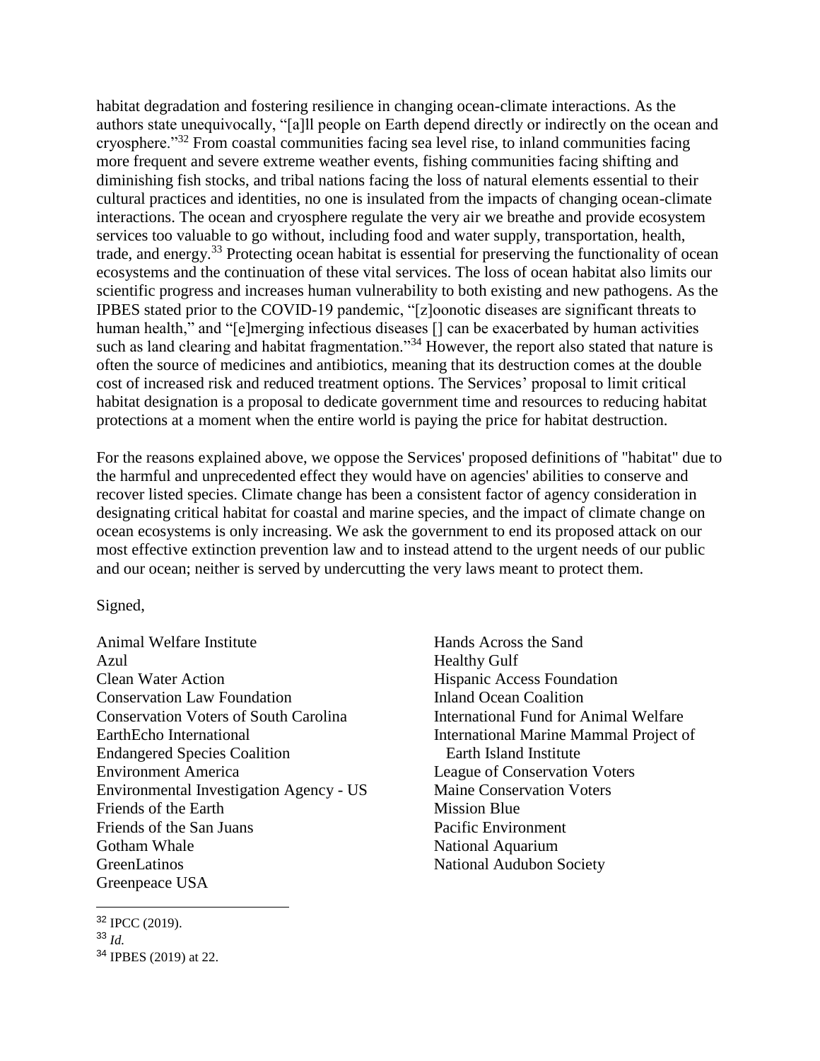habitat degradation and fostering resilience in changing ocean-climate interactions. As the authors state unequivocally, "[a]ll people on Earth depend directly or indirectly on the ocean and cryosphere."[32] From coastal communities facing sea level rise, to inland communities facing more frequent and severe extreme weather events, fishing communities facing shifting and diminishing fish stocks, and tribal nations facing the loss of natural elements essential to their cultural practices and identities, no one is insulated from the impacts of changing ocean-climate interactions. The ocean and cryosphere regulate the very air we breathe and provide ecosystem services too valuable to go without, including food and water supply, transportation, health, trade, and energy.[33] Protecting ocean habitat is essential for preserving the functionality of ocean ecosystems and the continuation of these vital services. The loss of ocean habitat also limits our scientific progress and increases human vulnerability to both existing and new pathogens. As the IPBES stated prior to the COVID-19 pandemic, "[z]oonotic diseases are significant threats to human health," and "[e]merging infectious diseases [] can be exacerbated by human activities such as land clearing and habitat fragmentation."[34] However, the report also stated that nature is often the source of medicines and antibiotics, meaning that its destruction comes at the double cost of increased risk and reduced treatment options. The Services' proposal to limit critical habitat designation is a proposal to dedicate government time and resources to reducing habitat protections at a moment when the entire world is paying the price for habitat destruction.

For the reasons explained above, we oppose the Services' proposed definitions of "habitat" due to the harmful and unprecedented effect they would have on agencies' abilities to conserve and recover listed species. Climate change has been a consistent factor of agency consideration in designating critical habitat for coastal and marine species, and the impact of climate change on ocean ecosystems is only increasing. We ask the government to end its proposed attack on our most effective extinction prevention law and to instead attend to the urgent needs of our public and our ocean; neither is served by undercutting the very laws meant to protect them.

Signed,

Animal Welfare Institute
Azul
Clean Water Action
Conservation Law Foundation
Conservation Voters of South Carolina
EarthEcho International
Endangered Species Coalition
Environment America
Environmental Investigation Agency - US
Friends of the Earth
Friends of the San Juans
Gotham Whale
GreenLatinos
Greenpeace USA
Hands Across the Sand
Healthy Gulf
Hispanic Access Foundation
Inland Ocean Coalition
International Fund for Animal Welfare
International Marine Mammal Project of Earth Island Institute
League of Conservation Voters
Maine Conservation Voters
Mission Blue
Pacific Environment
National Aquarium
National Audubon Society

---

[32] IPCC (2019).

[33] *Id.*

[34] IPBES (2019) at 22.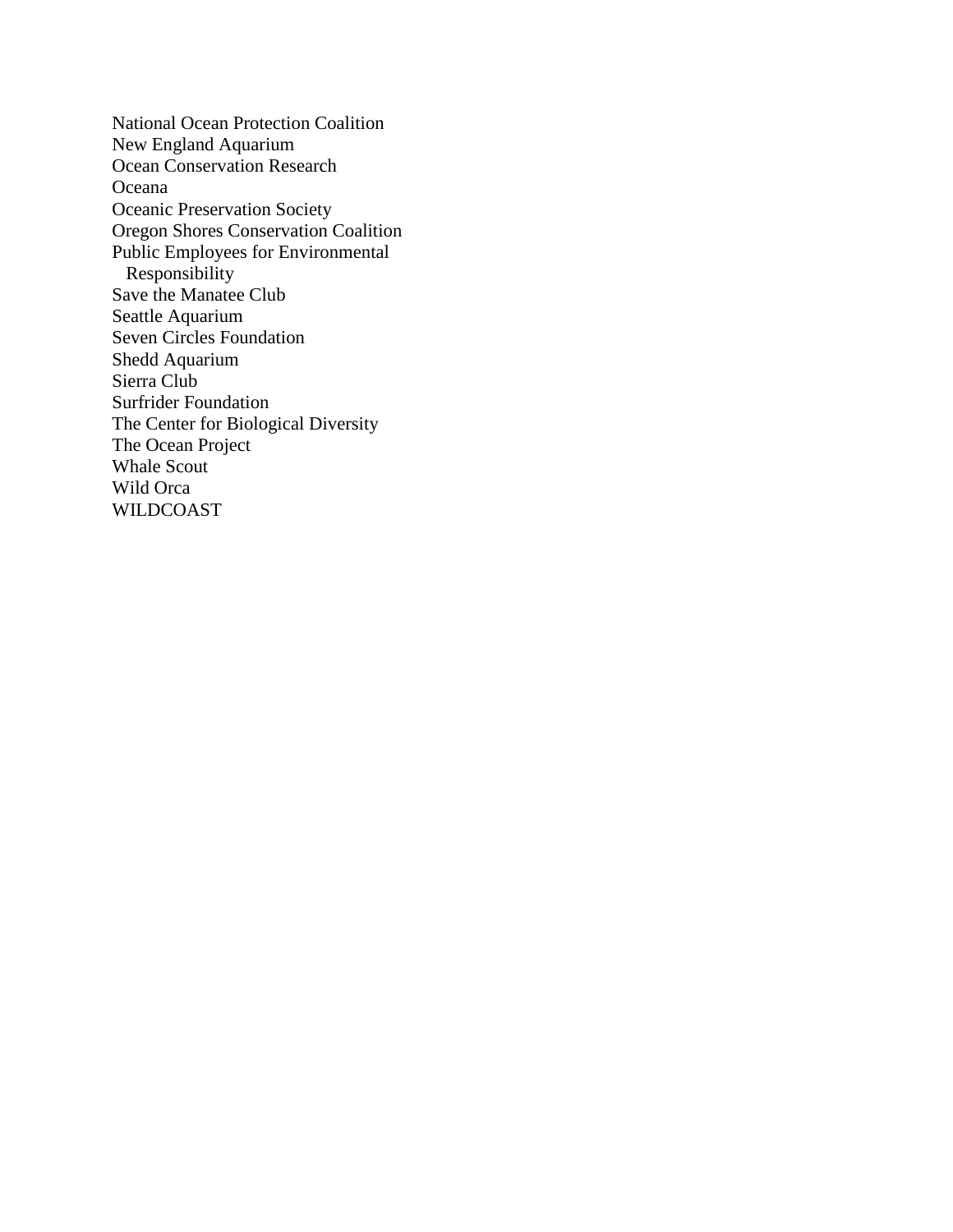National Ocean Protection Coalition
New England Aquarium
Ocean Conservation Research
Oceana
Oceanic Preservation Society
Oregon Shores Conservation Coalition
Public Employees for Environmental Responsibility
Save the Manatee Club
Seattle Aquarium
Seven Circles Foundation
Shedd Aquarium
Sierra Club
Surfrider Foundation
The Center for Biological Diversity
The Ocean Project
Whale Scout
Wild Orca
WILDCOAST